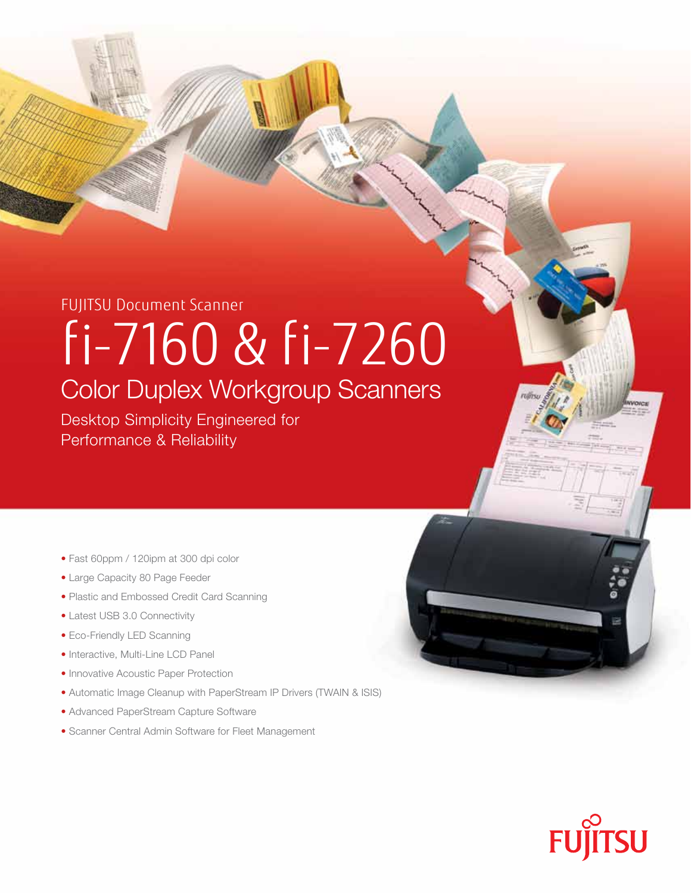FUJITSU Document Scanner

# fi-7160 & fi-7260

## Color Duplex Workgroup Scanners

### Desktop Simplicity Engineered for Performance & Reliability

- Fast 60ppm / 120ipm at 300 dpi color
- Large Capacity 80 Page Feeder
- Plastic and Embossed Credit Card Scanning
- Latest USB 3.0 Connectivity
- Eco-Friendly LED Scanning
- Interactive, Multi-Line LCD Panel
- Innovative Acoustic Paper Protection
- Automatic Image Cleanup with PaperStream IP Drivers (TWAIN & ISIS)
- Advanced PaperStream Capture Software
- Scanner Central Admin Software for Fleet Management

FUJITSU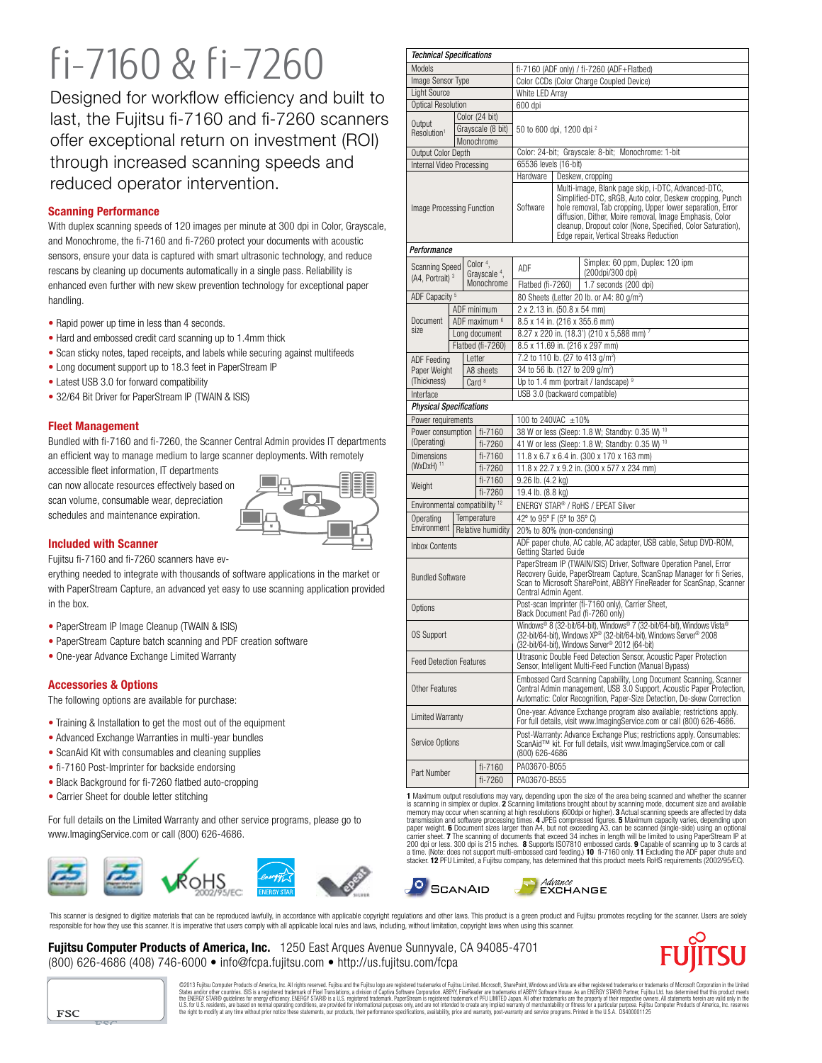# fi-7160 & fi-7260

Designed for workflow efficiency and built to last, the Fujitsu fi-7160 and fi-7260 scanners offer exceptional return on investment (ROI) through increased scanning speeds and reduced operator intervention.

## Scanning Performance

With duplex scanning speeds of 120 images per minute at 300 dpi in Color, Grayscale, and Monochrome, the fi-7160 and fi-7260 protect your documents with acoustic sensors, ensure your data is captured with smart ultrasonic technology, and reduce rescans by cleaning up documents automatically in a single pass. Reliability is enhanced even further with new skew prevention technology for exceptional paper handling.

- Rapid power up time in less than 4 seconds.
- Hard and embossed credit card scanning up to 1.4mm thick
- Scan sticky notes, taped receipts, and labels while securing against multifeeds
- Long document support up to 18.3 feet in PaperStream IP
- Latest USB 3.0 for forward compatibility
- 32/64 Bit Driver for PaperStream IP (TWAIN & ISIS)

## Fleet Management

Bundled with fi-7160 and fi-7260, the Scanner Central Admin provides IT departments an efficient way to manage medium to large scanner deployments. With remotely accessible fleet information, IT departments can now allocate resources effectively based on scan volume, consumable wear, depreciation schedules and maintenance expiration.

## Included with Scanner

Fujitsu fi-7160 and fi-7260 scanners have everything needed to integrate with thousands of software applications in the market or with PaperStream Capture, an advanced yet easy to use scanning application provided in the box.

- PaperStream IP Image Cleanup (TWAIN & ISIS)
- PaperStream Capture batch scanning and PDF creation software
- One-year Advance Exchange Limited Warranty

## Accessories & Options

The following options are available for purchase:

- Training & Installation to get the most out of the equipment
- Advanced Exchange Warranties in multi-year bundles
- ScanAid Kit with consumables and cleaning supplies
- fi-7160 Post-Imprinter for backside endorsing
- Black Background for fi-7260 flatbed auto-cropping
- Carrier Sheet for double letter stitching

For full details on the Limited Warranty and other service programs, please go to www.ImagingService.com or call (800) 626-4686.

| *Technical Specifications* | | | |
|---|---|---|---|
| Models | | fi-7160 (ADF only) / fi-7260 (ADF+Flatbed) | |
| Image Sensor Type | | Color CCDs (Color Charge Coupled Device) | |
| Light Source | | White LED Array | |
| Optical Resolution | | 600 dpi | |
| Output Resolution[1] | Color (24 bit) / Grayscale (8 bit) / Monochrome | 50 to 600 dpi, 1200 dpi [2] | |
| Output Color Depth | | Color: 24-bit; Grayscale: 8-bit; Monochrome: 1-bit | |
| Internal Video Processing | | 65536 levels (16-bit) | |
| Image Processing Function | | Hardware | Deskew, cropping |
| | | Software | Multi-image, Blank page skip, i-DTC, Advanced-DTC, Simplified-DTC, sRGB, Auto color, Deskew cropping, Punch hole removal, Tab cropping, Upper lower separation, Error diffusion, Dither, Moire removal, Image Emphasis, Color cleanup, Dropout color (None, Specified, Color Saturation), Edge repair, Vertical Streaks Reduction |
| ***Performance*** | | | |
| Scanning Speed (A4, Portrait) [3] | Color [4], Grayscale [4], Monochrome | ADF | Simplex: 60 ppm, Duplex: 120 ipm (200dpi/300 dpi) |
| | | Flatbed (fi-7260) | 1.7 seconds (200 dpi) |
| ADF Capacity [5] | | 80 Sheets (Letter 20 lb. or A4: 80 g/m²) | |
| Document size | ADF minimum | 2 x 2.13 in. (50.8 x 54 mm) | |
| | ADF maximum [6] | 8.5 x 14 in. (216 x 355.6 mm) | |
| | Long document | 8.27 x 220 in. (18.3') (210 x 5,588 mm) [7] | |
| | Flatbed (fi-7260) | 8.5 x 11.69 in. (216 x 297 mm) | |
| ADF Feeding Paper Weight (Thickness) | Letter | 7.2 to 110 lb. (27 to 413 g/m²) | |
| | A8 sheets | 34 to 56 lb. (127 to 209 g/m²) | |
| | Card [8] | Up to 1.4 mm (portrait / landscape) [9] | |
| Interface | | USB 3.0 (backward compatible) | |
| ***Physical Specifications*** | | | |
| Power requirements | | 100 to 240VAC ±10% | |
| Power consumption (Operating) | fi-7160 | 38 W or less (Sleep: 1.8 W; Standby: 0.35 W) [10] | |
| | fi-7260 | 41 W or less (Sleep: 1.8 W; Standby: 0.35 W) [10] | |
| Dimensions (WxDxH) [11] | fi-7160 | 11.8 x 6.7 x 6.4 in. (300 x 170 x 163 mm) | |
| | fi-7260 | 11.8 x 22.7 x 9.2 in. (300 x 577 x 234 mm) | |
| Weight | fi-7160 | 9.26 lb. (4.2 kg) | |
| | fi-7260 | 19.4 lb. (8.8 kg) | |
| Environmental compatibility [12] | | ENERGY STAR® / RoHS / EPEAT Silver | |
| Operating Environment | Temperature | 42º to 95º F (5º to 35º C) | |
| | Relative humidity | 20% to 80% (non-condensing) | |
| Inbox Contents | | ADF paper chute, AC cable, AC adapter, USB cable, Setup DVD-ROM, Getting Started Guide | |
| Bundled Software | | PaperStream IP (TWAIN/ISIS) Driver, Software Operation Panel, Error Recovery Guide, PaperStream Capture, ScanSnap Manager for fi Series, Scan to Microsoft SharePoint, ABBYY FineReader for ScanSnap, Scanner Central Admin Agent. | |
| Options | | Post-scan Imprinter (fi-7160 only), Carrier Sheet, Black Document Pad (fi-7260 only) | |
| OS Support | | Windows® 8 (32-bit/64-bit), Windows® 7 (32-bit/64-bit), Windows Vista® (32-bit/64-bit), Windows XP® (32-bit/64-bit), Windows Server® 2008 (32-bit/64-bit), Windows Server® 2012 (64-bit) | |
| Feed Detection Features | | Ultrasonic Double Feed Detection Sensor, Acoustic Paper Protection Sensor, Intelligent Multi-Feed Function (Manual Bypass) | |
| Other Features | | Embossed Card Scanning Capability, Long Document Scanning, Scanner Central Admin management, USB 3.0 Support, Acoustic Paper Protection, Automatic: Color Recognition, Paper-Size Detection, De-skew Correction | |
| Limited Warranty | | One-year. Advance Exchange program also available; restrictions apply. For full details, visit www.ImagingService.com or call (800) 626-4686. | |
| Service Options | | Post-Warranty: Advance Exchange Plus; restrictions apply. Consumables: ScanAid™ kit. For full details, visit www.ImagingService.com or call (800) 626-4686 | |
| Part Number | fi-7160 | PA03670-B055 | |
| | fi-7260 | PA03670-B555 | |

**1** Maximum output resolutions may vary, depending upon the size of the area being scanned and whether the scanner is scanning in simplex or duplex. **2** Scanning limitations brought about by scanning mode, document size and available memory may occur when scanning at high resolutions (600dpi or higher). **3** Actual scanning speeds are affected by data transmission and software processing times. **4** JPEG compressed figures. **5** Maximum capacity varies, depending upon paper weight. **6** Document sizes larger than A4, but not exceeding A3, can be scanned (single-side) using an optional carrier sheet. **7** The scanning of documents that exceed 34 inches in length will be limited to using PaperStream IP at 200 dpi or less. 300 dpi is 215 inches. **8** Supports ISO7810 embossed cards. **9** Capable of scanning up to 3 cards at a time. (Note: does not support multi-embossed card feeding.) **10** fi-7160 only. **11** Excluding the ADF paper chute and stacker. **12** PFU Limited, a Fujitsu company, has determined that this product meets RoHS requirements (2002/95/EC).

This scanner is designed to digitize materials that can be reproduced lawfully, in accordance with applicable copyright regulations and other laws. This product is a green product and Fujitsu promotes recycling for the scanner. Users are solely responsible for how they use this scanner. It is imperative that users comply with all applicable local rules and laws, including, without limitation, copyright laws when using this scanner.

**Fujitsu Computer Products of America, Inc.** 1250 East Arques Avenue Sunnyvale, CA 94085-4701
(800) 626-4686 (408) 746-6000 • info@fcpa.fujitsu.com • http://us.fujitsu.com/fcpa

©2013 Fujitsu Computer Products of America, Inc. All rights reserved. Fujitsu and the Fujitsu logo are registered trademarks of Fujitsu Limited. Microsoft, SharePoint, Windows and Vista are either registered trademarks or trademarks of Microsoft Corporation in the United States and/or other countries. ISIS is a registered trademark of Pixel Translations, a division of Captiva Software Corporation. ABBYY, FineReader are trademarks of ABBYY Software House. As an ENERGY STAR® Partner, Fujitsu Ltd. has determined that this product meets the ENERGY STAR® guidelines for energy efficiency. ENERGY STAR® is a U.S. registered trademark. PaperStream is registered trademark of PFU LIMITED Japan. All other trademarks are the property of their respective owners. All statements herein are valid only in the U.S. for U.S. residents, are based on normal operating conditions, are provided for informational purposes only, and are not intended to create any implied warranty of merchantability or fitness for a particular purpose. Fujitsu Computer Products of America, Inc. reserves the right to modify at any time without prior notice these statements, our products, their performance specifications, availability, price and warranty, post-warranty and service programs. Printed in the U.S.A. DS400001125